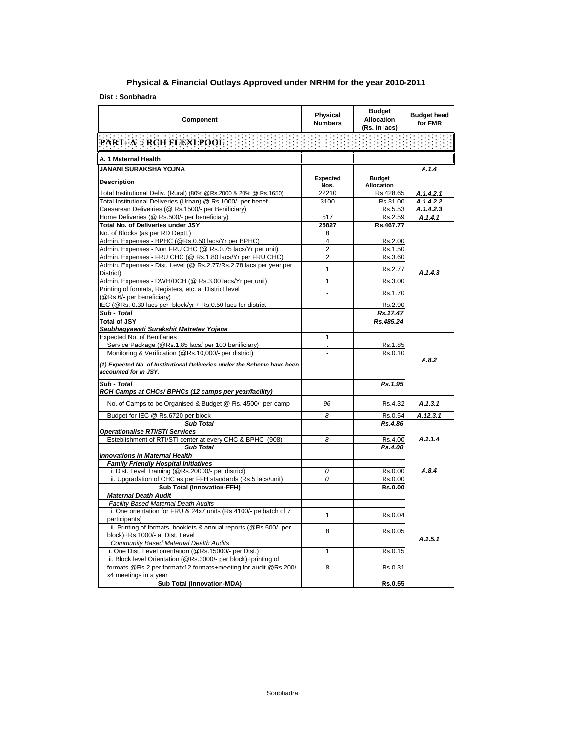# Physical & Financial Outlays Approved under NRHM for the year 2010-2011

**Dist : Sonbhadra**

| Component | Physical Numbers | Budget Allocation (Rs. in lacs) | Budget head for FMR |
|---|---|---|---|
| **PART- A : RCH FLEXI POOL** | | | |
| **A. 1 Maternal Health** | | | |
| **JANANI SURAKSHA YOJNA** | | | *A.1.4* |
| **Description** | **Expected Nos.** | **Budget Allocation** | |
| Total Institutional Deliv. (Rural) (80% @Rs.2000 & 20% @ Rs.1650) | 22210 | Rs.428.65 | *A.1.4.2.1* |
| Total Institutional Deliveries (Urban) @ Rs.1000/- per benef. | 3100 | Rs.31.00 | *A.1.4.2.2* |
| Caesarean Deliveiries (@ Rs.1500/- per Benificiary) | | Rs.5.53 | *A.1.4.2.3* |
| Home Deliveries (@ Rs.500/- per beneficiary) | 517 | Rs.2.59 | *A.1.4.1* |
| **Total No. of Deliveries under JSY** | **25827** | **Rs.467.77** | |
| No. of Blocks (as per RD Deptt.) | 8 | | |
| Admin. Expenses - BPHC (@Rs.0.50 lacs/Yr per BPHC) | 4 | Rs.2.00 | *A.1.4.3* |
| Admin. Expenses - Non FRU CHC (@ Rs.0.75 lacs/Yr per unit) | 2 | Rs.1.50 | |
| Admin. Expenses - FRU CHC (@ Rs.1.80 lacs/Yr per FRU CHC) | 2 | Rs.3.60 | |
| Admin. Expenses - Dist. Level (@ Rs.2.77/Rs.2.78 lacs per year per District) | 1 | Rs.2.77 | |
| Admin. Expenses - DWH/DCH (@ Rs.3.00 lacs/Yr per unit) | 1 | Rs.3.00 | |
| Printing of formats, Registers, etc. at District level (@Rs.6/- per beneficiary) | - | Rs.1.70 | |
| IEC (@Rs. 0.30 lacs per block/yr + Rs.0.50 lacs for district | - | Rs.2.90 | |
| ***Sub - Total*** | | ***Rs.17.47*** | |
| **Total of JSY** | | ***Rs.485.24*** | |
| ***Saubhagyawati Surakshit Matretev Yojana*** | | | |
| Expected No. of Benifiaries | 1 | | *A.8.2* |
| Service Package (@Rs.1.85 lacs/ per 100 benificiary) | . | Rs.1.85 | |
| Monitoring & Verification (@Rs.10,000/- per district) | - | Rs.0.10 | |
| ***(1) Expected No. of Institutional Deliveries under the Scheme have been accounted for in JSY.*** | | | |
| ***Sub - Total*** | | ***Rs.1.95*** | |
| ***RCH Camps at CHCs/ BPHCs (12 camps per year/facility)*** | | | |
| No. of Camps to be Organised & Budget @ Rs. 4500/- per camp | *96* | Rs.4.32 | *A.1.3.1* |
| Budget for IEC @ Rs.6720 per block | *8* | Rs.0.54 | *A.12.3.1* |
| ***Sub Total*** | | ***Rs.4.86*** | |
| ***Operationalise RTI/STI Services*** | | | |
| Esteblishment of RTI/STI center at every CHC & BPHC (908) | *8* | Rs.4.00 | *A.1.1.4* |
| ***Sub Total*** | | ***Rs.4.00*** | |
| ***Innovations in Maternal Health*** | | | |
| ***Family Friendly Hospital Initiatives*** | | | *A.8.4* |
| i. Dist. Level Training (@Rs.20000/- per district) | *0* | Rs.0.00 | |
| ii. Upgradation of CHC as per FFH standards (Rs.5 lacs/unit) | *0* | Rs.0.00 | |
| **Sub Total (Innovation-FFH)** | | **Rs.0.00** | |
| ***Maternal Death Audit*** | | | *A.1.5.1* |
| *Facility Based Maternal Death Audits* | | | |
| i. One orientation for FRU & 24x7 units (Rs.4100/- pe batch of 7 participants) | 1 | Rs.0.04 | |
| ii. Printing of formats, booklets & annual reports (@Rs.500/- per block)+Rs.1000/- at Dist. Level | 8 | Rs.0.05 | |
| *Community Based Maternal Dealth Audits* | | | |
| i. One Dist. Level orientation (@Rs.15000/- per Dist.) | 1 | Rs.0.15 | |
| ii. Block level Orientation (@Rs.3000/- per block)+printing of formats @Rs.2 per formatx12 formats+meeting for audit @Rs.200/- x4 meetings in a year | 8 | Rs.0.31 | |
| **Sub Total (Innovation-MDA)** | | **Rs.0.55** | |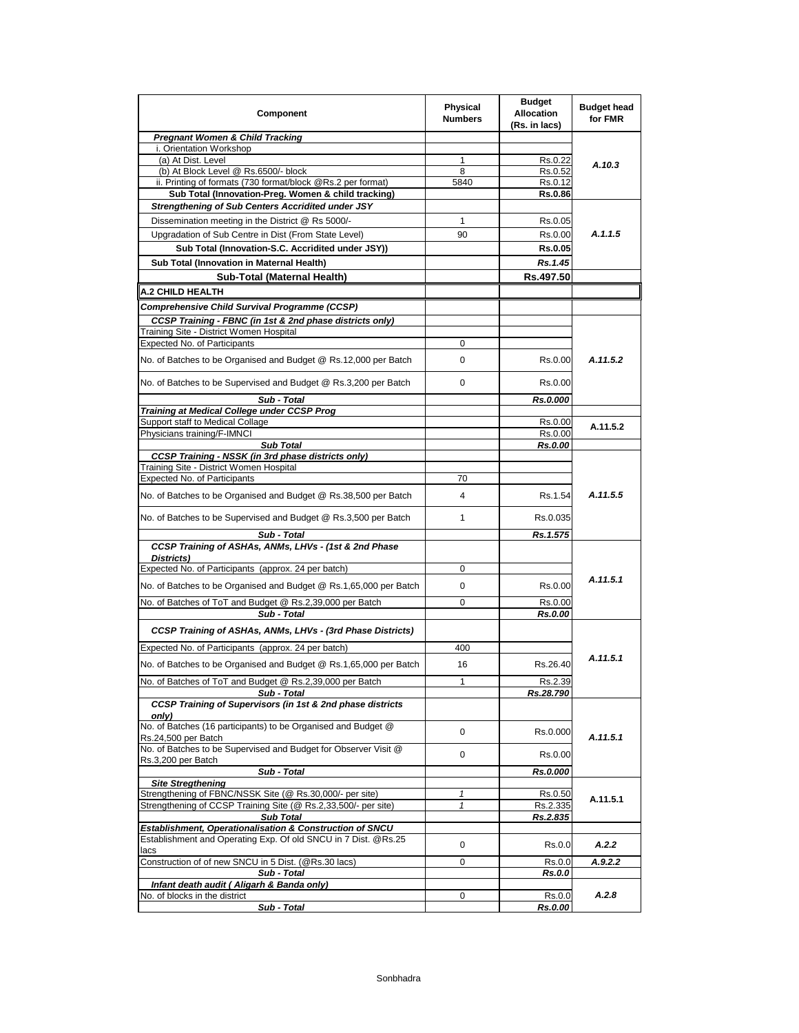| Component | Physical Numbers | Budget Allocation (Rs. in lacs) | Budget head for FMR |
|---|---|---|---|
| ***Pregnant Women & Child Tracking*** | | | |
| i. Orientation Workshop | | | |
| (a) At Dist. Level | 1 | Rs.0.22 | *A.10.3* |
| (b) At Block Level @ Rs.6500/- block | 8 | Rs.0.52 | |
| ii. Printing of formats (730 format/block @Rs.2 per format) | 5840 | Rs.0.12 | |
| **Sub Total (Innovation-Preg. Women & child tracking)** | | **Rs.0.86** | |
| ***Strengthening of Sub Centers Accridited under JSY*** | | | |
| Dissemination meeting in the District @ Rs 5000/- | 1 | Rs.0.05 | *A.1.1.5* |
| Upgradation of Sub Centre in Dist (From State Level) | 90 | Rs.0.00 | |
| **Sub Total (Innovation-S.C. Accridited under JSY))** | | **Rs.0.05** | |
| **Sub Total (Innovation in Maternal Health)** | | ***Rs.1.45*** | |
| **Sub-Total (Maternal Health)** | | **Rs.497.50** | |
| **A.2 CHILD HEALTH** | | | |
| ***Comprehensive Child Survival Programme (CCSP)*** | | | |
| ***CCSP Training - FBNC (in 1st & 2nd phase districts only)*** | | | |
| Training Site - District Women Hospital | | | |
| Expected No. of Participants | 0 | | |
| No. of Batches to be Organised and Budget @ Rs.12,000 per Batch | 0 | Rs.0.00 | *A.11.5.2* |
| No. of Batches to be Supervised and Budget @ Rs.3,200 per Batch | 0 | Rs.0.00 | |
| ***Sub - Total*** | | ***Rs.0.000*** | |
| ***Training at Medical College under CCSP Prog*** | | | |
| Support staff to Medical Collage | | Rs.0.00 | A.11.5.2 |
| Physicians training/F-IMNCI | | Rs.0.00 | |
| ***Sub Total*** | | ***Rs.0.00*** | |
| ***CCSP Training - NSSK (in 3rd phase districts only)*** | | | |
| Training Site - District Women Hospital | | | |
| Expected No. of Participants | 70 | | |
| No. of Batches to be Organised and Budget @ Rs.38,500 per Batch | 4 | Rs.1.54 | *A.11.5.5* |
| No. of Batches to be Supervised and Budget @ Rs.3,500 per Batch | 1 | Rs.0.035 | |
| ***Sub - Total*** | | ***Rs.1.575*** | |
| ***CCSP Training of ASHAs, ANMs, LHVs - (1st & 2nd Phase Districts)*** | | | |
| Expected No. of Participants (approx. 24 per batch) | 0 | | *A.11.5.1* |
| No. of Batches to be Organised and Budget @ Rs.1,65,000 per Batch | 0 | Rs.0.00 | |
| No. of Batches of ToT and Budget @ Rs.2,39,000 per Batch | 0 | Rs.0.00 | |
| ***Sub - Total*** | | ***Rs.0.00*** | |
| ***CCSP Training of ASHAs, ANMs, LHVs - (3rd Phase Districts)*** | | | |
| Expected No. of Participants (approx. 24 per batch) | 400 | | *A.11.5.1* |
| No. of Batches to be Organised and Budget @ Rs.1,65,000 per Batch | 16 | Rs.26.40 | |
| No. of Batches of ToT and Budget @ Rs.2,39,000 per Batch | 1 | Rs.2.39 | |
| ***Sub - Total*** | | ***Rs.28.790*** | |
| ***CCSP Training of Supervisors (in 1st & 2nd phase districts only)*** | | | |
| No. of Batches (16 participants) to be Organised and Budget @ Rs.24,500 per Batch | 0 | Rs.0.000 | *A.11.5.1* |
| No. of Batches to be Supervised and Budget for Observer Visit @ Rs.3,200 per Batch | 0 | Rs.0.00 | |
| ***Sub - Total*** | | ***Rs.0.000*** | |
| ***Site Stregthening*** | | | |
| Strengthening of FBNC/NSSK Site (@ Rs.30,000/- per site) | *1* | Rs.0.50 | A.11.5.1 |
| Strengthening of CCSP Training Site (@ Rs.2,33,500/- per site) | *1* | Rs.2.335 | |
| ***Sub Total*** | | ***Rs.2.835*** | |
| ***Establishment, Operationalisation & Construction of SNCU*** | | | |
| Establishment and Operating Exp. Of old SNCU in 7 Dist. @Rs.25 lacs | 0 | Rs.0.0 | ***A.2.2*** |
| Construction of of new SNCU in 5 Dist. (@Rs.30 lacs) | 0 | Rs.0.0 | ***A.9.2.2*** |
| ***Sub - Total*** | | ***Rs.0.0*** | |
| ***Infant death audit ( Aligarh & Banda only)*** | | | |
| No. of blocks in the district | 0 | Rs.0.0 | ***A.2.8*** |
| ***Sub - Total*** | | ***Rs.0.00*** | |

Sonbhadra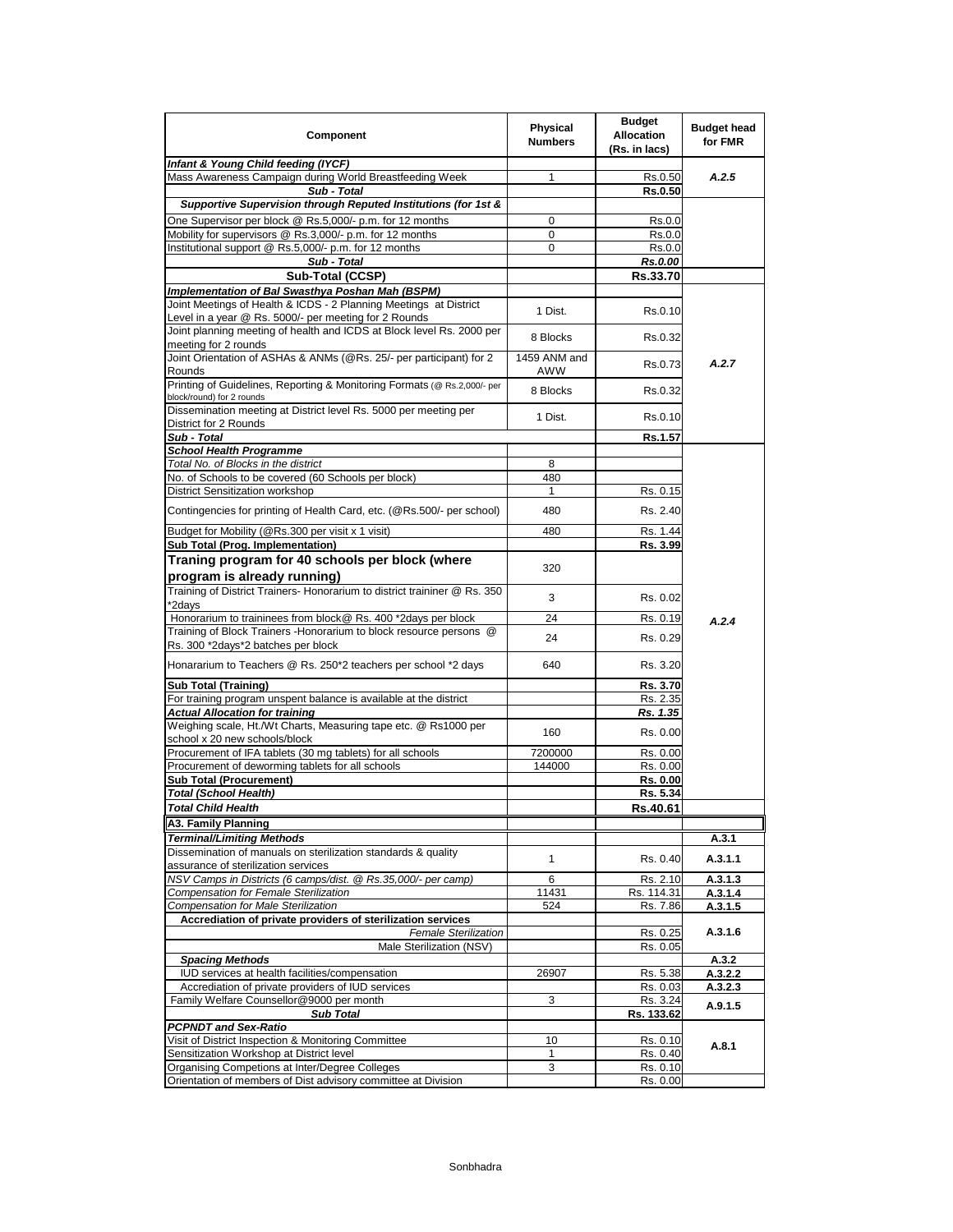| Component | Physical Numbers | Budget Allocation (Rs. in lacs) | Budget head for FMR |
|---|---|---|---|
| ***Infant & Young Child feeding (IYCF)*** | | | |
| Mass Awareness Campaign during World Breastfeeding Week | 1 | Rs.0.50 | *A.2.5* |
| ***Sub - Total*** | | **Rs.0.50** | |
| ***Supportive Supervision through Reputed Institutions (for 1st &*** | | | |
| One Supervisor per block @ Rs.5,000/- p.m. for 12 months | 0 | Rs.0.0 | |
| Mobility for supervisors @ Rs.3,000/- p.m. for 12 months | 0 | Rs.0.0 | |
| Institutional support @ Rs.5,000/- p.m. for 12 months | 0 | Rs.0.0 | |
| ***Sub - Total*** | | ***Rs.0.00*** | |
| **Sub-Total (CCSP)** | | **Rs.33.70** | |
| ***Implementation of Bal Swasthya Poshan Mah (BSPM)*** | | | |
| Joint Meetings of Health & ICDS - 2 Planning Meetings at District Level in a year @ Rs. 5000/- per meeting for 2 Rounds | 1 Dist. | Rs.0.10 | *A.2.7* |
| Joint planning meeting of health and ICDS at Block level Rs. 2000 per meeting for 2 rounds | 8 Blocks | Rs.0.32 | |
| Joint Orientation of ASHAs & ANMs (@Rs. 25/- per participant) for 2 Rounds | 1459 ANM and AWW | Rs.0.73 | |
| Printing of Guidelines, Reporting & Monitoring Formats (@ Rs.2,000/- per block/round) for 2 rounds | 8 Blocks | Rs.0.32 | |
| Dissemination meeting at District level Rs. 5000 per meeting per District for 2 Rounds | 1 Dist. | Rs.0.10 | |
| ***Sub - Total*** | | **Rs.1.57** | |
| ***School Health Programme*** | | | *A.2.4* |
| *Total No. of Blocks in the district* | 8 | | |
| No. of Schools to be covered (60 Schools per block) | 480 | | |
| District Sensitization workshop | 1 | Rs. 0.15 | |
| Contingencies for printing of Health Card, etc. (@Rs.500/- per school) | 480 | Rs. 2.40 | |
| Budget for Mobility (@Rs.300 per visit x 1 visit) | 480 | Rs. 1.44 | |
| **Sub Total (Prog. Implementation)** | | **Rs. 3.99** | |
| **Traning program for 40 schools per block (where program is already running)** | 320 | | |
| Training of District Trainers- Honorarium to district traininer @ Rs. 350 *2days | 3 | Rs. 0.02 | |
| Honorarium to traininees from block@ Rs. 400 *2days per block | 24 | Rs. 0.19 | |
| Training of Block Trainers -Honorarium to block resource persons @ Rs. 300 *2days*2 batches per block | 24 | Rs. 0.29 | |
| Honararium to Teachers @ Rs. 250*2 teachers per school *2 days | 640 | Rs. 3.20 | |
| **Sub Total (Training)** | | **Rs. 3.70** | |
| For training program unspent balance is available at the district | | Rs. 2.35 | |
| ***Actual Allocation for training*** | | ***Rs. 1.35*** | |
| Weighing scale, Ht./Wt Charts, Measuring tape etc. @ Rs1000 per school x 20 new schools/block | 160 | Rs. 0.00 | |
| Procurement of IFA tablets (30 mg tablets) for all schools | 7200000 | Rs. 0.00 | |
| Procurement of deworming tablets for all schools | 144000 | Rs. 0.00 | |
| **Sub Total (Procurement)** | | **Rs. 0.00** | |
| ***Total (School Health)*** | | **Rs. 5.34** | |
| ***Total Child Health*** | | **Rs.40.61** | |
| **A3. Family Planning** | | | |
| ***Terminal/Limiting Methods*** | | | **A.3.1** |
| Dissemination of manuals on sterilization standards & quality assurance of sterilization services | 1 | Rs. 0.40 | **A.3.1.1** |
| *NSV Camps in Districts (6 camps/dist. @ Rs.35,000/- per camp)* | 6 | Rs. 2.10 | **A.3.1.3** |
| *Compensation for Female Sterilization* | 11431 | Rs. 114.31 | **A.3.1.4** |
| *Compensation for Male Sterilization* | 524 | Rs. 7.86 | **A.3.1.5** |
| **Accrediation of private providers of sterilization services** | | | **A.3.1.6** |
| *Female Sterilization* | | Rs. 0.25 | |
| Male Sterilization (NSV) | | Rs. 0.05 | |
| ***Spacing Methods*** | | | **A.3.2** |
| IUD services at health facilities/compensation | 26907 | Rs. 5.38 | **A.3.2.2** |
| Accrediation of private providers of IUD services | | Rs. 0.03 | **A.3.2.3** |
| Family Welfare Counsellor@9000 per month | 3 | Rs. 3.24 | **A.9.1.5** |
| ***Sub Total*** | | **Rs. 133.62** | |
| ***PCPNDT and Sex-Ratio*** | | | **A.8.1** |
| Visit of District Inspection & Monitoring Committee | 10 | Rs. 0.10 | |
| Sensitization Workshop at District level | 1 | Rs. 0.40 | |
| Organising Competions at Inter/Degree Colleges | 3 | Rs. 0.10 | |
| Orientation of members of Dist advisory committee at Division | | Rs. 0.00 | |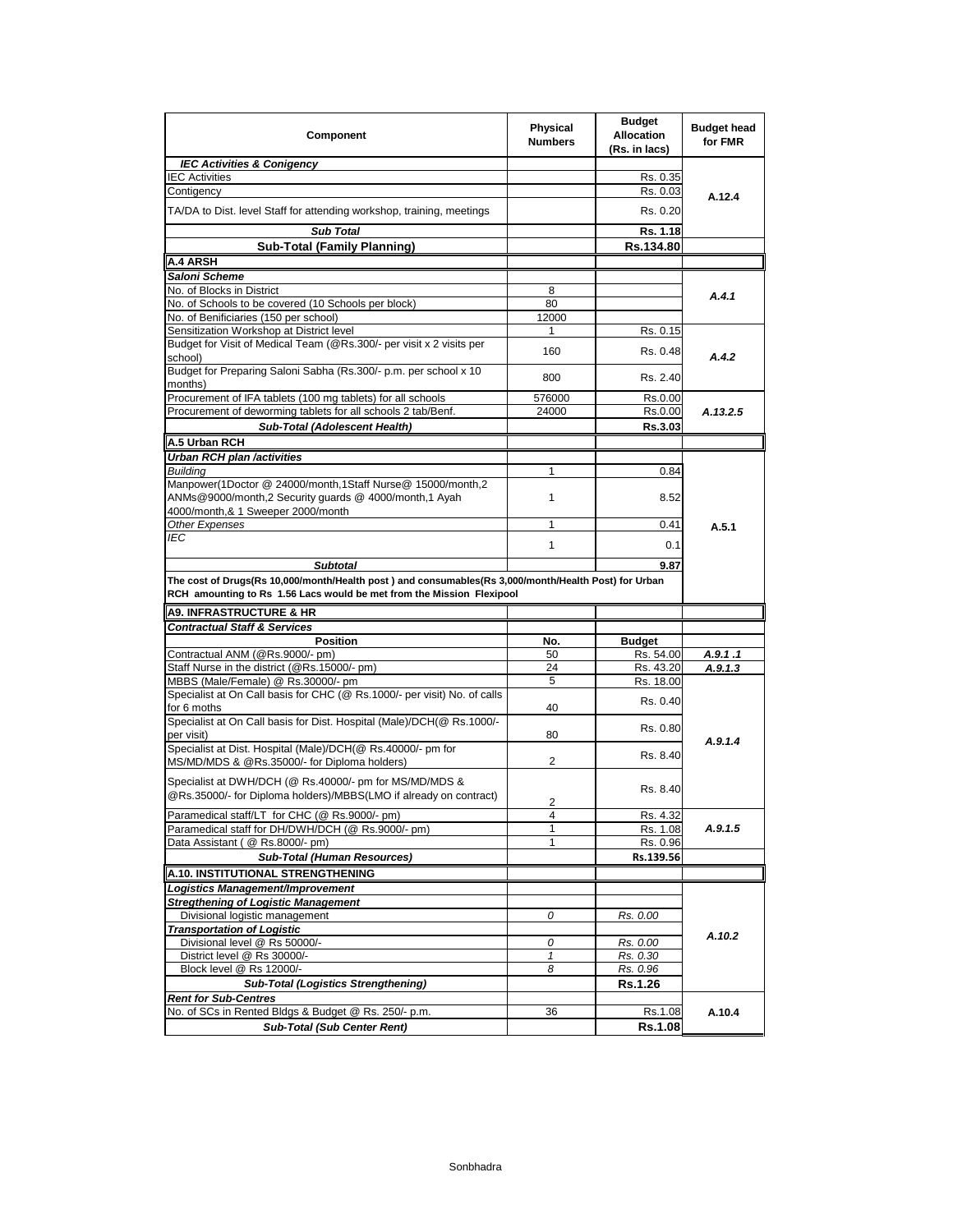| Component | Physical Numbers | Budget Allocation (Rs. in lacs) | Budget head for FMR |
|---|---|---|---|
| ***IEC Activities & Conigency*** | | | |
| IEC Activities | | Rs. 0.35 | A.12.4 |
| Contigency | | Rs. 0.03 | |
| TA/DA to Dist. level Staff for attending workshop, training, meetings | | Rs. 0.20 | |
| ***Sub Total*** | | **Rs. 1.18** | |
| **Sub-Total (Family Planning)** | | **Rs.134.80** | |
| **A.4 ARSH** | | | |
| ***Saloni Scheme*** | | | |
| No. of Blocks in District | 8 | | *A.4.1* |
| No. of Schools to be covered (10 Schools per block) | 80 | | |
| No. of Benificiaries (150 per school) | 12000 | | |
| Sensitization Workshop at District level | 1 | Rs. 0.15 | *A.4.2* |
| Budget for Visit of Medical Team (@Rs.300/- per visit x 2 visits per school) | 160 | Rs. 0.48 | |
| Budget for Preparing Saloni Sabha (Rs.300/- p.m. per school x 10 months) | 800 | Rs. 2.40 | |
| Procurement of IFA tablets (100 mg tablets) for all schools | 576000 | Rs.0.00 | *A.13.2.5* |
| Procurement of deworming tablets for all schools 2 tab/Benf. | 24000 | Rs.0.00 | |
| ***Sub-Total (Adolescent Health)*** | | **Rs.3.03** | |
| **A.5 Urban RCH** | | | |
| ***Urban RCH plan /activities*** | | | |
| *Building* | 1 | 0.84 | A.5.1 |
| Manpower(1Doctor @ 24000/month,1Staff Nurse@ 15000/month,2 ANMs@9000/month,2 Security guards @ 4000/month,1 Ayah 4000/month,& 1 Sweeper 2000/month | 1 | 8.52 | |
| *Other Expenses* | 1 | 0.41 | |
| *IEC* | 1 | 0.1 | |
| ***Subtotal*** | | **9.87** | |
| **The cost of Drugs(Rs 10,000/month/Health post ) and consumables(Rs 3,000/month/Health Post) for Urban RCH amounting to Rs 1.56 Lacs would be met from the Mission Flexipool** | | | |
| **A9. INFRASTRUCTURE & HR** | | | |
| ***Contractual Staff & Services*** | | | |
| **Position** | **No.** | **Budget** | |
| Contractual ANM (@Rs.9000/- pm) | 50 | Rs. 54.00 | *A.9.1 .1* |
| Staff Nurse in the district (@Rs.15000/- pm) | 24 | Rs. 43.20 | *A.9.1.3* |
| MBBS (Male/Female) @ Rs.30000/- pm | 5 | Rs. 18.00 | *A.9.1.4* |
| Specialist at On Call basis for CHC (@ Rs.1000/- per visit) No. of calls for 6 moths | 40 | Rs. 0.40 | |
| Specialist at On Call basis for Dist. Hospital (Male)/DCH(@ Rs.1000/- per visit) | 80 | Rs. 0.80 | |
| Specialist at Dist. Hospital (Male)/DCH(@ Rs.40000/- pm for MS/MD/MDS & @Rs.35000/- for Diploma holders) | 2 | Rs. 8.40 | |
| Specialist at DWH/DCH (@ Rs.40000/- pm for MS/MD/MDS & @Rs.35000/- for Diploma holders)/MBBS(LMO if already on contract) | 2 | Rs. 8.40 | |
| Paramedical staff/LT for CHC (@ Rs.9000/- pm) | 4 | Rs. 4.32 | *A.9.1.5* |
| Paramedical staff for DH/DWH/DCH (@ Rs.9000/- pm) | 1 | Rs. 1.08 | |
| Data Assistant ( @ Rs.8000/- pm) | 1 | Rs. 0.96 | |
| ***Sub-Total (Human Resources)*** | | **Rs.139.56** | |
| **A.10. INSTITUTIONAL STRENGTHENING** | | | |
| ***Logistics Management/Improvement*** | | | *A.10.2* |
| ***Stregthening of Logistic Management*** | | | |
| Divisional logistic management | *0* | *Rs. 0.00* | |
| ***Transportation of Logistic*** | | | |
| Divisional level @ Rs 50000/- | *0* | *Rs. 0.00* | |
| District level @ Rs 30000/- | *1* | *Rs. 0.30* | |
| Block level @ Rs 12000/- | *8* | *Rs. 0.96* | |
| ***Sub-Total (Logistics Strengthening)*** | | **Rs.1.26** | |
| ***Rent for Sub-Centres*** | | | |
| No. of SCs in Rented Bldgs & Budget @ Rs. 250/- p.m. | 36 | Rs.1.08 | A.10.4 |
| ***Sub-Total (Sub Center Rent)*** | | **Rs.1.08** | |

Sonbhadra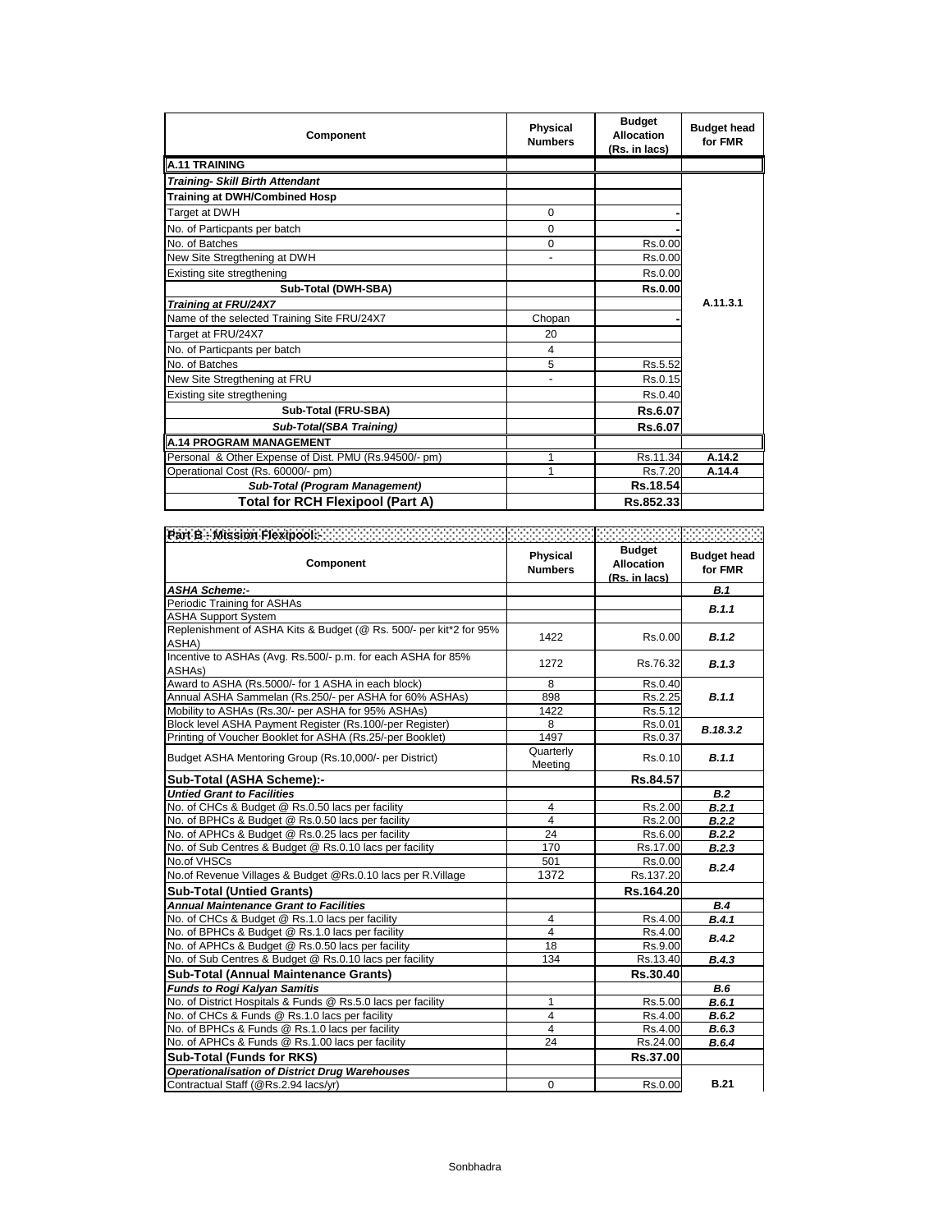| Component | Physical Numbers | Budget Allocation (Rs. in lacs) | Budget head for FMR |
|---|---|---|---|
| **A.11 TRAINING** | | | |
| ***Training- Skill Birth Attendant*** | | | |
| **Training at DWH/Combined Hosp** | | | A.11.3.1 |
| Target at DWH | 0 | - | |
| No. of Particpants per batch | 0 | - | |
| No. of Batches | 0 | Rs.0.00 | |
| New Site Stregthening at DWH | - | Rs.0.00 | |
| Existing site stregthening | | Rs.0.00 | |
| **Sub-Total (DWH-SBA)** | | **Rs.0.00** | |
| ***Training at FRU/24X7*** | | | |
| Name of the selected Training Site FRU/24X7 | Chopan | - | |
| Target at FRU/24X7 | 20 | | |
| No. of Particpants per batch | 4 | | |
| No. of Batches | 5 | Rs.5.52 | |
| New Site Stregthening at FRU | - | Rs.0.15 | |
| Existing site stregthening | | Rs.0.40 | |
| **Sub-Total (FRU-SBA)** | | **Rs.6.07** | |
| ***Sub-Total(SBA Training)*** | | **Rs.6.07** | |
| **A.14 PROGRAM MANAGEMENT** | | | |
| Personal & Other Expense of Dist. PMU (Rs.94500/- pm) | 1 | Rs.11.34 | A.14.2 |
| Operational Cost (Rs. 60000/- pm) | 1 | Rs.7.20 | A.14.4 |
| ***Sub-Total (Program Management)*** | | **Rs.18.54** | |
| **Total for RCH Flexipool (Part A)** | | **Rs.852.33** | |

**Part B - Mission Flexipool:-**

| Component | Physical Numbers | Budget Allocation (Rs. in lacs) | Budget head for FMR |
|---|---|---|---|
| ***ASHA Scheme:-*** | | | ***B.1*** |
| Periodic Training for ASHAs | | | ***B.1.1*** |
| ASHA Support System | | | |
| Replenishment of ASHA Kits & Budget (@ Rs. 500/- per kit*2 for 95% ASHA) | 1422 | Rs.0.00 | ***B.1.2*** |
| Incentive to ASHAs (Avg. Rs.500/- p.m. for each ASHA for 85% ASHAs) | 1272 | Rs.76.32 | ***B.1.3*** |
| Award to ASHA (Rs.5000/- for 1 ASHA in each block) | 8 | Rs.0.40 | ***B.1.1*** |
| Annual ASHA Sammelan (Rs.250/- per ASHA for 60% ASHAs) | 898 | Rs.2.25 | |
| Mobility to ASHAs (Rs.30/- per ASHA for 95% ASHAs) | 1422 | Rs.5.12 | |
| Block level ASHA Payment Register (Rs.100/-per Register) | 8 | Rs.0.01 | ***B.18.3.2*** |
| Printing of Voucher Booklet for ASHA (Rs.25/-per Booklet) | 1497 | Rs.0.37 | |
| Budget ASHA Mentoring Group (Rs.10,000/- per District) | Quarterly Meeting | Rs.0.10 | ***B.1.1*** |
| **Sub-Total (ASHA Scheme):-** | | **Rs.84.57** | |
| ***Untied Grant to Facilities*** | | | ***B.2*** |
| No. of CHCs & Budget @ Rs.0.50 lacs per facility | 4 | Rs.2.00 | ***B.2.1*** |
| No. of BPHCs & Budget @ Rs.0.50 lacs per facility | 4 | Rs.2.00 | ***B.2.2*** |
| No. of APHCs & Budget @ Rs.0.25 lacs per facility | 24 | Rs.6.00 | ***B.2.2*** |
| No. of Sub Centres & Budget @ Rs.0.10 lacs per facility | 170 | Rs.17.00 | ***B.2.3*** |
| No.of VHSCs | 501 | Rs.0.00 | ***B.2.4*** |
| No.of Revenue Villages & Budget @Rs.0.10 lacs per R.Village | 1372 | Rs.137.20 | |
| **Sub-Total (Untied Grants)** | | **Rs.164.20** | |
| ***Annual Maintenance Grant to Facilities*** | | | ***B.4*** |
| No. of CHCs & Budget @ Rs.1.0 lacs per facility | 4 | Rs.4.00 | ***B.4.1*** |
| No. of BPHCs & Budget @ Rs.1.0 lacs per facility | 4 | Rs.4.00 | ***B.4.2*** |
| No. of APHCs & Budget @ Rs.0.50 lacs per facility | 18 | Rs.9.00 | |
| No. of Sub Centres & Budget @ Rs.0.10 lacs per facility | 134 | Rs.13.40 | ***B.4.3*** |
| **Sub-Total (Annual Maintenance Grants)** | | **Rs.30.40** | |
| ***Funds to Rogi Kalyan Samitis*** | | | ***B.6*** |
| No. of District Hospitals & Funds @ Rs.5.0 lacs per facility | 1 | Rs.5.00 | ***B.6.1*** |
| No. of CHCs & Funds @ Rs.1.0 lacs per facility | 4 | Rs.4.00 | ***B.6.2*** |
| No. of BPHCs & Funds @ Rs.1.0 lacs per facility | 4 | Rs.4.00 | ***B.6.3*** |
| No. of APHCs & Funds @ Rs.1.00 lacs per facility | 24 | Rs.24.00 | ***B.6.4*** |
| **Sub-Total (Funds for RKS)** | | **Rs.37.00** | |
| ***Operationalisation of District Drug Warehouses*** | | | **B.21** |
| Contractual Staff (@Rs.2.94 lacs/yr) | 0 | Rs.0.00 | |

Sonbhadra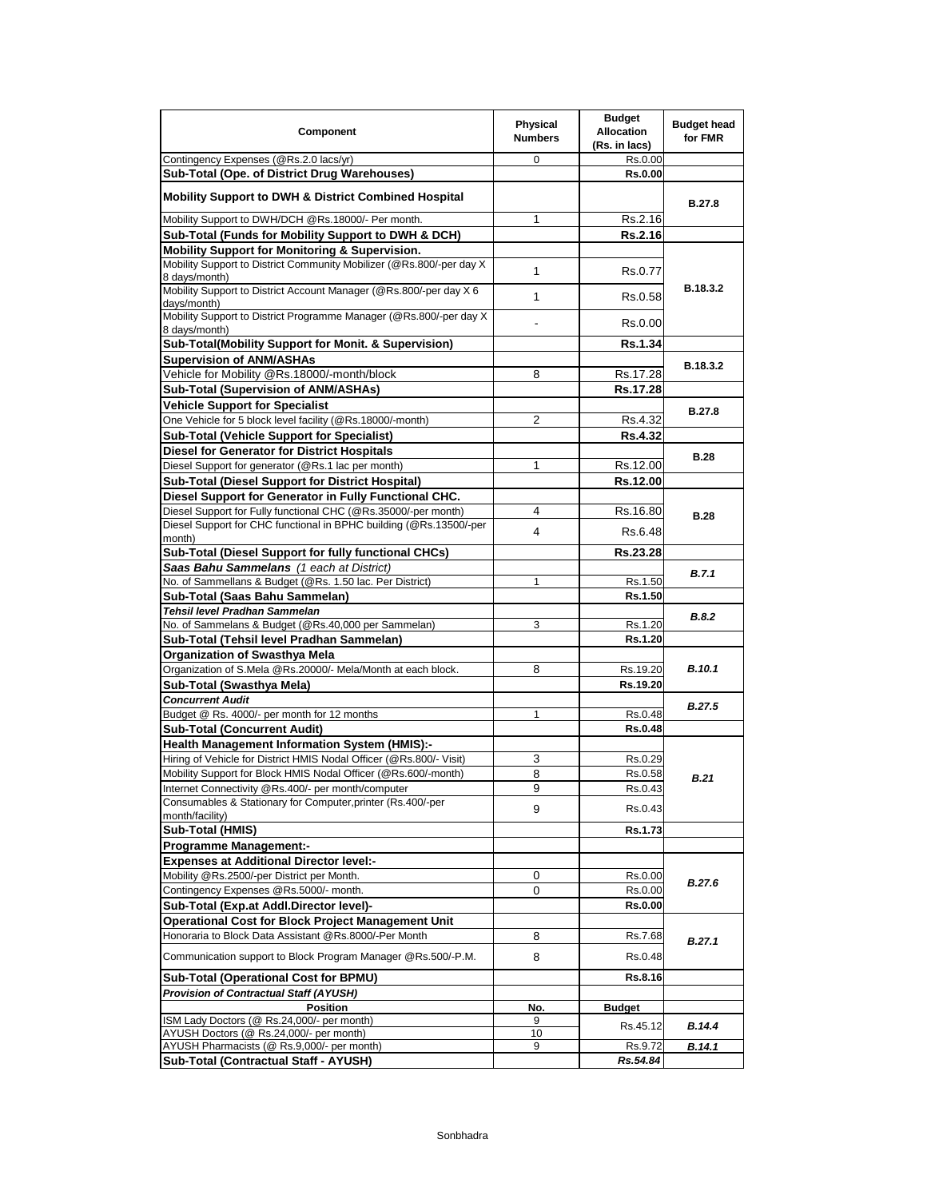| Component | Physical Numbers | Budget Allocation (Rs. in lacs) | Budget head for FMR |
|---|---|---|---|
| Contingency Expenses (@Rs.2.0 lacs/yr) | 0 | Rs.0.00 | |
| **Sub-Total (Ope. of District Drug Warehouses)** | | **Rs.0.00** | |
| **Mobility Support to DWH & District Combined Hospital** | | | **B.27.8** |
| Mobility Support to DWH/DCH @Rs.18000/- Per month. | 1 | Rs.2.16 | |
| **Sub-Total (Funds for Mobility Support to DWH & DCH)** | | **Rs.2.16** | |
| **Mobility Support for Monitoring & Supervision.** | | | **B.18.3.2** |
| Mobility Support to District Community Mobilizer (@Rs.800/-per day X 8 days/month) | 1 | Rs.0.77 | |
| Mobility Support to District Account Manager (@Rs.800/-per day X 6 days/month) | 1 | Rs.0.58 | |
| Mobility Support to District Programme Manager (@Rs.800/-per day X 8 days/month) | - | Rs.0.00 | |
| **Sub-Total(Mobility Support for Monit. & Supervision)** | | **Rs.1.34** | |
| **Supervision of ANM/ASHAs** | | | **B.18.3.2** |
| Vehicle for Mobility @Rs.18000/-month/block | 8 | Rs.17.28 | |
| **Sub-Total (Supervision of ANM/ASHAs)** | | **Rs.17.28** | |
| **Vehicle Support for Specialist** | | | **B.27.8** |
| One Vehicle for 5 block level facility (@Rs.18000/-month) | 2 | Rs.4.32 | |
| **Sub-Total (Vehicle Support for Specialist)** | | **Rs.4.32** | |
| **Diesel for Generator for District Hospitals** | | | **B.28** |
| Diesel Support for generator (@Rs.1 lac per month) | 1 | Rs.12.00 | |
| **Sub-Total (Diesel Support for District Hospital)** | | **Rs.12.00** | |
| **Diesel Support for Generator in Fully Functional CHC.** | | | **B.28** |
| Diesel Support for Fully functional CHC (@Rs.35000/-per month) | 4 | Rs.16.80 | |
| Diesel Support for CHC functional in BPHC building (@Rs.13500/-per month) | 4 | Rs.6.48 | |
| **Sub-Total (Diesel Support for fully functional CHCs)** | | **Rs.23.28** | |
| ***Saas Bahu Sammelans*** *(1 each at District)* | | | ***B.7.1*** |
| No. of Sammellans & Budget (@Rs. 1.50 lac. Per District) | 1 | Rs.1.50 | |
| **Sub-Total (Saas Bahu Sammelan)** | | **Rs.1.50** | |
| ***Tehsil level Pradhan Sammelan*** | | | ***B.8.2*** |
| No. of Sammelans & Budget (@Rs.40,000 per Sammelan) | 3 | Rs.1.20 | |
| **Sub-Total (Tehsil level Pradhan Sammelan)** | | **Rs.1.20** | |
| **Organization of Swasthya Mela** | | | ***B.10.1*** |
| Organization of S.Mela @Rs.20000/- Mela/Month at each block. | 8 | Rs.19.20 | |
| **Sub-Total (Swasthya Mela)** | | **Rs.19.20** | |
| ***Concurrent Audit*** | | | ***B.27.5*** |
| Budget @ Rs. 4000/- per month for 12 months | 1 | Rs.0.48 | |
| **Sub-Total (Concurrent Audit)** | | **Rs.0.48** | |
| **Health Management Information System (HMIS):-** | | | ***B.21*** |
| Hiring of Vehicle for District HMIS Nodal Officer (@Rs.800/- Visit) | 3 | Rs.0.29 | |
| Mobility Support for Block HMIS Nodal Officer (@Rs.600/-month) | 8 | Rs.0.58 | |
| Internet Connectivity @Rs.400/- per month/computer | 9 | Rs.0.43 | |
| Consumables & Stationary for Computer,printer (Rs.400/-per month/facility) | 9 | Rs.0.43 | |
| **Sub-Total (HMIS)** | | **Rs.1.73** | |
| **Programme Management:-** | | | |
| **Expenses at Additional Director level:-** | | | ***B.27.6*** |
| Mobility @Rs.2500/-per District per Month. | 0 | Rs.0.00 | |
| Contingency Expenses @Rs.5000/- month. | 0 | Rs.0.00 | |
| **Sub-Total (Exp.at Addl.Director level)-** | | **Rs.0.00** | |
| **Operational Cost for Block Project Management Unit** | | | ***B.27.1*** |
| Honoraria to Block Data Assistant @Rs.8000/-Per Month | 8 | Rs.7.68 | |
| Communication support to Block Program Manager @Rs.500/-P.M. | 8 | Rs.0.48 | |
| **Sub-Total (Operational Cost for BPMU)** | | **Rs.8.16** | |
| ***Provision of Contractual Staff (AYUSH)*** | | | |
| **Position** | **No.** | **Budget** | |
| ISM Lady Doctors (@ Rs.24,000/- per month) | 9 | Rs.45.12 | ***B.14.4*** |
| AYUSH Doctors (@ Rs.24,000/- per month) | 10 | | |
| AYUSH Pharmacists (@ Rs.9,000/- per month) | 9 | Rs.9.72 | ***B.14.1*** |
| **Sub-Total (Contractual Staff - AYUSH)** | | ***Rs.54.84*** | |

Sonbhadra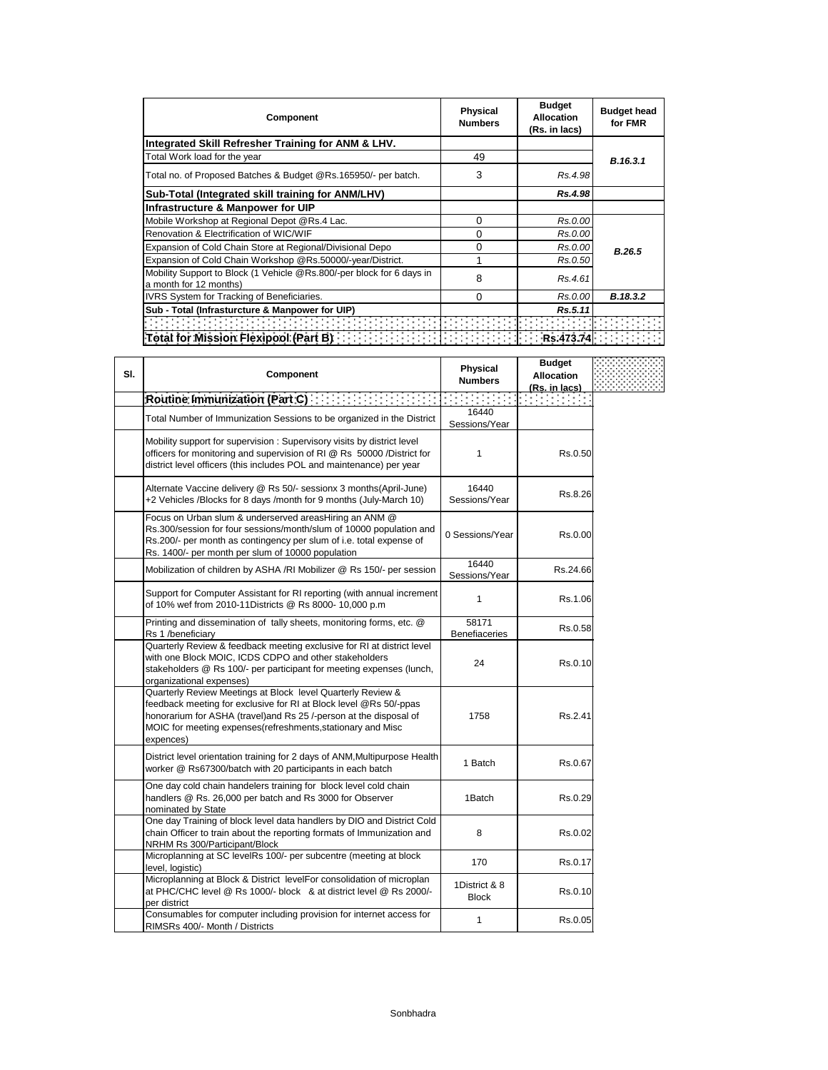| Component | Physical Numbers | Budget Allocation (Rs. in lacs) | Budget head for FMR |
|---|---|---|---|
| **Integrated Skill Refresher Training for ANM & LHV.** | | | |
| Total Work load for the year | 49 | | *B.16.3.1* |
| Total no. of Proposed Batches & Budget @Rs.165950/- per batch. | 3 | *Rs.4.98* | |
| **Sub-Total (Integrated skill training for ANM/LHV)** | | ***Rs.4.98*** | |
| **Infrastructure & Manpower for UIP** | | | |
| Mobile Workshop at Regional Depot @Rs.4 Lac. | 0 | *Rs.0.00* | *B.26.5* |
| Renovation & Electrification of WIC/WIF | 0 | *Rs.0.00* | |
| Expansion of Cold Chain Store at Regional/Divisional Depo | 0 | *Rs.0.00* | |
| Expansion of Cold Chain Workshop @Rs.50000/-year/District. | 1 | *Rs.0.50* | |
| Mobility Support to Block (1 Vehicle @Rs.800/-per block for 6 days in a month for 12 months) | 8 | *Rs.4.61* | |
| IVRS System for Tracking of Beneficiaries. | 0 | *Rs.0.00* | *B.18.3.2* |
| **Sub - Total (Infrasturcture & Manpower for UIP)** | | ***Rs.5.11*** | |
| | | | |
| **Total for Mission Flexipool (Part B)** | | **Rs.473.74** | |

| Sl. | Component | Physical Numbers | Budget Allocation (Rs. in lacs) |
|---|---|---|---|
| | **Routine Immunization (Part C)** | | |
| | Total Number of Immunization Sessions to be organized in the District | 16440 Sessions/Year | |
| | Mobility support for supervision : Supervisory visits by district level officers for monitoring and supervision of RI @ Rs 50000 /District for district level officers (this includes POL and maintenance) per year | 1 | Rs.0.50 |
| | Alternate Vaccine delivery @ Rs 50/- sessionx 3 months(April-June) +2 Vehicles /Blocks for 8 days /month for 9 months (July-March 10) | 16440 Sessions/Year | Rs.8.26 |
| | Focus on Urban slum & underserved areasHiring an ANM @ Rs.300/session for four sessions/month/slum of 10000 population and Rs.200/- per month as contingency per slum of i.e. total expense of Rs. 1400/- per month per slum of 10000 population | 0 Sessions/Year | Rs.0.00 |
| | Mobilization of children by ASHA /RI Mobilizer @ Rs 150/- per session | 16440 Sessions/Year | Rs.24.66 |
| | Support for Computer Assistant for RI reporting (with annual increment of 10% wef from 2010-11Districts @ Rs 8000- 10,000 p.m | 1 | Rs.1.06 |
| | Printing and dissemination of tally sheets, monitoring forms, etc. @ Rs 1 /beneficiary | 58171 Benefiaceries | Rs.0.58 |
| | Quarterly Review & feedback meeting exclusive for RI at district level with one Block MOIC, ICDS CDPO and other stakeholders stakeholders @ Rs 100/- per participant for meeting expenses (lunch, organizational expenses) | 24 | Rs.0.10 |
| | Quarterly Review Meetings at Block level Quarterly Review & feedback meeting for exclusive for RI at Block level @Rs 50/-ppas honorarium for ASHA (travel)and Rs 25 /-person at the disposal of MOIC for meeting expenses(refreshments,stationary and Misc expences) | 1758 | Rs.2.41 |
| | District level orientation training for 2 days of ANM,Multipurpose Health worker @ Rs67300/batch with 20 participants in each batch | 1 Batch | Rs.0.67 |
| | One day cold chain handelers training for block level cold chain handlers @ Rs. 26,000 per batch and Rs 3000 for Observer nominated by State | 1Batch | Rs.0.29 |
| | One day Training of block level data handlers by DIO and District Cold chain Officer to train about the reporting formats of Immunization and NRHM Rs 300/Participant/Block | 8 | Rs.0.02 |
| | Microplanning at SC levelRs 100/- per subcentre (meeting at block level, logistic) | 170 | Rs.0.17 |
| | Microplanning at Block & District levelFor consolidation of microplan at PHC/CHC level @ Rs 1000/- block & at district level @ Rs 2000/- per district | 1District & 8 Block | Rs.0.10 |
| | Consumables for computer including provision for internet access for RIMSRs 400/- Month / Districts | 1 | Rs.0.05 |

Sonbhadra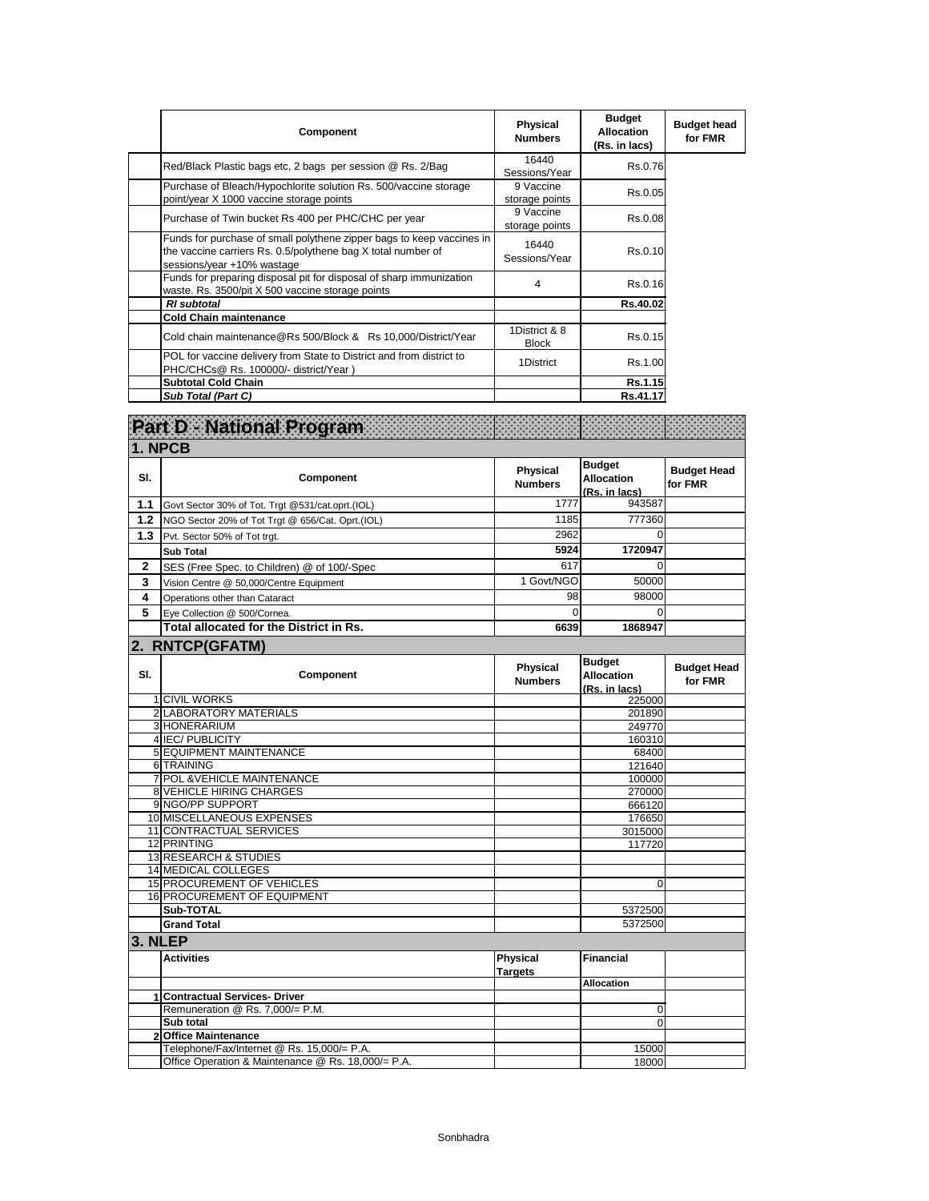| Component | Physical Numbers | Budget Allocation (Rs. in lacs) | Budget head for FMR |
|---|---|---|---|
| Red/Black Plastic bags etc, 2 bags per session @ Rs. 2/Bag | 16440 Sessions/Year | Rs.0.76 | |
| Purchase of Bleach/Hypochlorite solution Rs. 500/vaccine storage point/year X 1000 vaccine storage points | 9 Vaccine storage points | Rs.0.05 | |
| Purchase of Twin bucket Rs 400 per PHC/CHC per year | 9 Vaccine storage points | Rs.0.08 | |
| Funds for purchase of small polythene zipper bags to keep vaccines in the vaccine carriers Rs. 0.5/polythene bag X total number of sessions/year +10% wastage | 16440 Sessions/Year | Rs.0.10 | |
| Funds for preparing disposal pit for disposal of sharp immunization waste. Rs. 3500/pit X 500 vaccine storage points | 4 | Rs.0.16 | |
| ***RI subtotal*** | | **Rs.40.02** | |
| **Cold Chain maintenance** | | | |
| Cold chain maintenance@Rs 500/Block & Rs 10,000/District/Year | 1District & 8 Block | Rs.0.15 | |
| POL for vaccine delivery from State to District and from district to PHC/CHCs@ Rs. 100000/- district/Year ) | 1District | Rs.1.00 | |
| **Subtotal Cold Chain** | | **Rs.1.15** | |
| ***Sub Total (Part C)*** | | **Rs.41.17** | |

# Part D - National Program

## 1. NPCB

| Sl. | Component | Physical Numbers | Budget Allocation (Rs. in lacs) | Budget Head for FMR |
|---|---|---|---|---|
| 1.1 | Govt Sector 30% of Tot. Trgt @531/cat.oprt.(IOL) | 1777 | 943587 | |
| 1.2 | NGO Sector 20% of Tot Trgt @ 656/Cat. Oprt.(IOL) | 1185 | 777360 | |
| 1.3 | Pvt. Sector 50% of Tot trgt. | 2962 | 0 | |
| | **Sub Total** | **5924** | **1720947** | |
| 2 | SES (Free Spec. to Children) @ of 100/-Spec | 617 | 0 | |
| 3 | Vision Centre @ 50,000/Centre Equipment | 1 Govt/NGO | 50000 | |
| 4 | Operations other than Cataract | 98 | 98000 | |
| 5 | Eye Collection @ 500/Cornea. | 0 | 0 | |
| | **Total allocated for the District in Rs.** | **6639** | **1868947** | |

## 2. RNTCP(GFATM)

| Sl. | Component | Physical Numbers | Budget Allocation (Rs. in lacs) | Budget Head for FMR |
|---|---|---|---|---|
| 1 | CIVIL WORKS | | 225000 | |
| 2 | LABORATORY MATERIALS | | 201890 | |
| 3 | HONERARIUM | | 249770 | |
| 4 | IEC/ PUBLICITY | | 160310 | |
| 5 | EQUIPMENT MAINTENANCE | | 68400 | |
| 6 | TRAINING | | 121640 | |
| 7 | POL &VEHICLE MAINTENANCE | | 100000 | |
| 8 | VEHICLE HIRING CHARGES | | 270000 | |
| 9 | NGO/PP SUPPORT | | 666120 | |
| 10 | MISCELLANEOUS EXPENSES | | 176650 | |
| 11 | CONTRACTUAL SERVICES | | 3015000 | |
| 12 | PRINTING | | 117720 | |
| 13 | RESEARCH & STUDIES | | | |
| 14 | MEDICAL COLLEGES | | | |
| 15 | PROCUREMENT OF VEHICLES | | 0 | |
| 16 | PROCUREMENT OF EQUIPMENT | | | |
| | **Sub-TOTAL** | | 5372500 | |
| | **Grand Total** | | 5372500 | |

## 3. NLEP

| | Activities | Physical Targets | Financial | |
|---|---|---|---|---|
| | | | **Allocation** | |
| 1 | **Contractual Services- Driver** | | | |
| | Remuneration @ Rs. 7,000/= P.M. | | 0 | |
| | **Sub total** | | 0 | |
| 2 | **Office Maintenance** | | | |
| | Telephone/Fax/Internet @ Rs. 15,000/= P.A. | | 15000 | |
| | Office Operation & Maintenance @ Rs. 18,000/= P.A. | | 18000 | |

Sonbhadra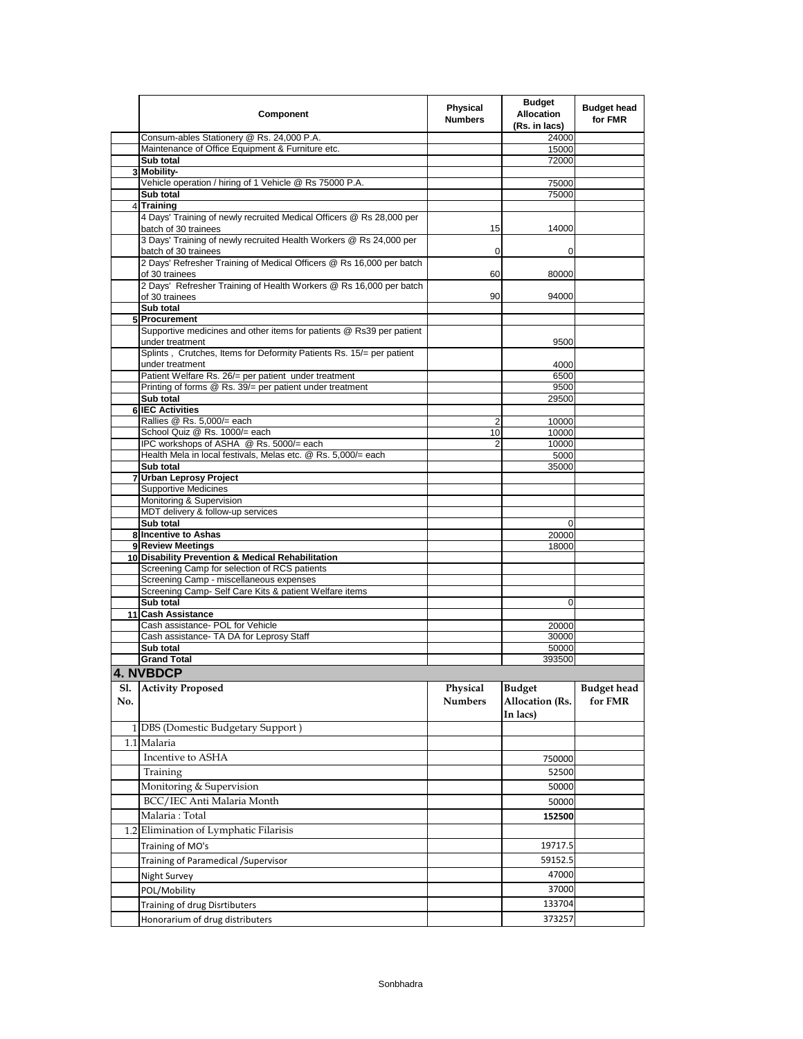|  | Component | Physical Numbers | Budget Allocation (Rs. in lacs) | Budget head for FMR |
|---|---|---|---|---|
|  | Consum-ables Stationery @ Rs. 24,000 P.A. |  | 24000 |  |
|  | Maintenance of Office Equipment & Furniture etc. |  | 15000 |  |
|  | **Sub total** |  | 72000 |  |
| 3 | **Mobility-** |  |  |  |
|  | Vehicle operation / hiring of 1 Vehicle @ Rs 75000 P.A. |  | 75000 |  |
|  | **Sub total** |  | 75000 |  |
| 4 | **Training** |  |  |  |
|  | 4 Days' Training of newly recruited Medical Officers @ Rs 28,000 per batch of 30 trainees | 15 | 14000 |  |
|  | 3 Days' Training of newly recruited Health Workers @ Rs 24,000 per batch of 30 trainees | 0 | 0 |  |
|  | 2 Days' Refresher Training of Medical Officers @ Rs 16,000 per batch of 30 trainees | 60 | 80000 |  |
|  | 2 Days' Refresher Training of Health Workers @ Rs 16,000 per batch of 30 trainees | 90 | 94000 |  |
|  | **Sub total** |  |  |  |
| 5 | **Procurement** |  |  |  |
|  | Supportive medicines and other items for patients @ Rs39 per patient under treatment |  | 9500 |  |
|  | Splints , Crutches, Items for Deformity Patients Rs. 15/= per patient under treatment |  | 4000 |  |
|  | Patient Welfare Rs. 26/= per patient under treatment |  | 6500 |  |
|  | Printing of forms @ Rs. 39/= per patient under treatment |  | 9500 |  |
|  | **Sub total** |  | 29500 |  |
| 6 | **IEC Activities** |  |  |  |
|  | Rallies @ Rs. 5,000/= each | 2 | 10000 |  |
|  | School Quiz @ Rs. 1000/= each | 10 | 10000 |  |
|  | IPC workshops of ASHA @ Rs. 5000/= each | 2 | 10000 |  |
|  | Health Mela in local festivals, Melas etc. @ Rs. 5,000/= each |  | 5000 |  |
|  | **Sub total** |  | 35000 |  |
| 7 | **Urban Leprosy Project** |  |  |  |
|  | Supportive Medicines |  |  |  |
|  | Monitoring & Supervision |  |  |  |
|  | MDT delivery & follow-up services |  |  |  |
|  | **Sub total** |  | 0 |  |
| 8 | **Incentive to Ashas** |  | 20000 |  |
| 9 | **Review Meetings** |  | 18000 |  |
| 10 | **Disability Prevention & Medical Rehabilitation** |  |  |  |
|  | Screening Camp for selection of RCS patients |  |  |  |
|  | Screening Camp - miscellaneous expenses |  |  |  |
|  | Screening Camp- Self Care Kits & patient Welfare items |  |  |  |
|  | **Sub total** |  | 0 |  |
| 11 | **Cash Assistance** |  |  |  |
|  | Cash assistance- POL for Vehicle |  | 20000 |  |
|  | Cash assistance- TA DA for Leprosy Staff |  | 30000 |  |
|  | **Sub total** |  | 50000 |  |
|  | **Grand Total** |  | 393500 |  |

## 4. NVBDCP

| Sl. No. | Activity Proposed | Physical Numbers | Budget Allocation (Rs. In lacs) | Budget head for FMR |
|---|---|---|---|---|
| 1 | DBS (Domestic Budgetary Support ) |  |  |  |
| 1.1 | Malaria |  |  |  |
|  | Incentive to ASHA |  | 750000 |  |
|  | Training |  | 52500 |  |
|  | Monitoring & Supervision |  | 50000 |  |
|  | BCC/IEC Anti Malaria Month |  | 50000 |  |
|  | Malaria : Total |  | **152500** |  |
| 1.2 | Elimination of Lymphatic Filarisis |  |  |  |
|  | Training of MO's |  | 19717.5 |  |
|  | Training of Paramedical /Supervisor |  | 59152.5 |  |
|  | Night Survey |  | 47000 |  |
|  | POL/Mobility |  | 37000 |  |
|  | Training of drug Disrtibuters |  | 133704 |  |
|  | Honorarium of drug distributers |  | 373257 |  |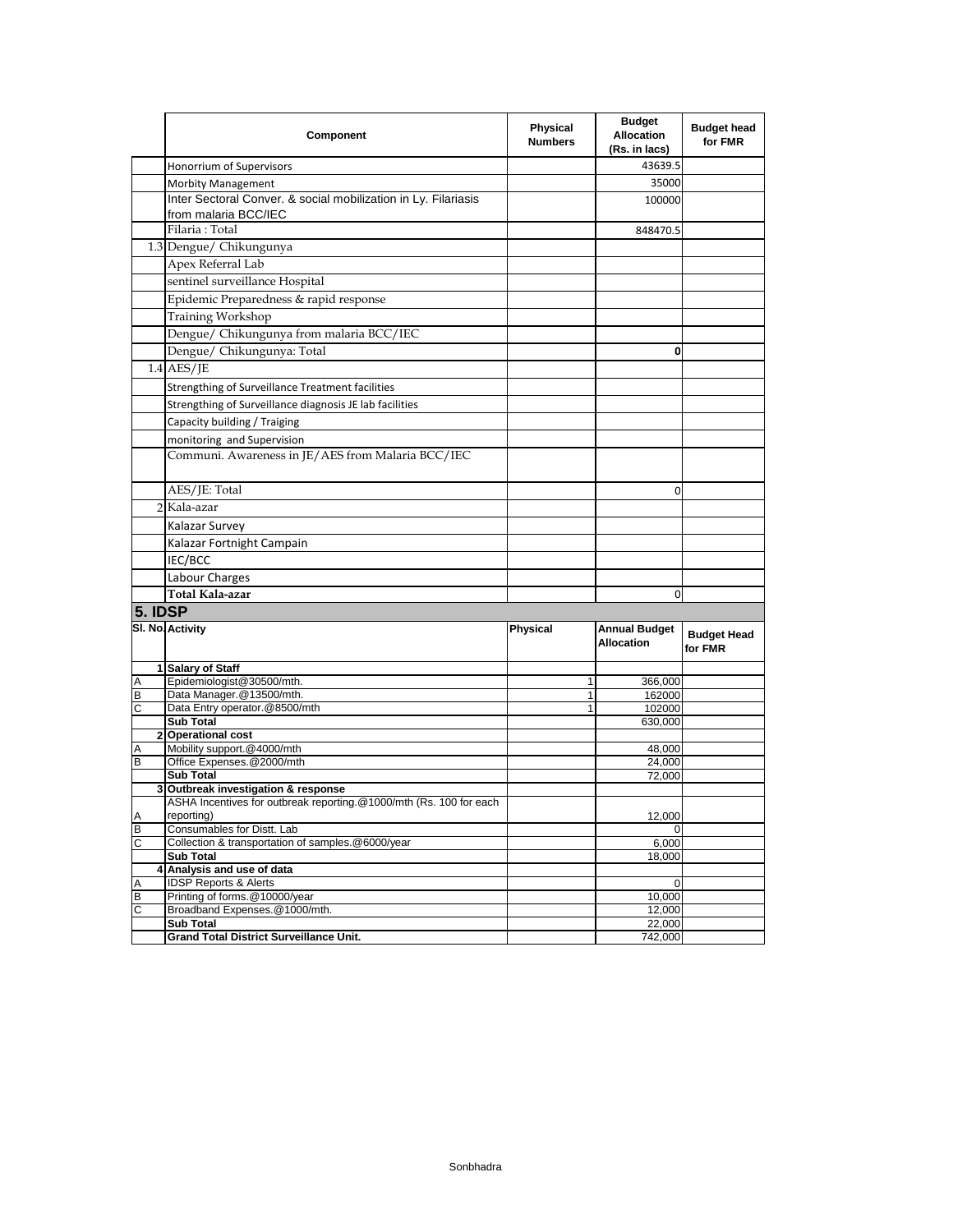| | Component | Physical Numbers | Budget Allocation (Rs. in lacs) | Budget head for FMR |
|---|---|---|---|---|
| | Honorrium of Supervisors | | 43639.5 | |
| | Morbity Management | | 35000 | |
| | Inter Sectoral Conver. & social mobilization in Ly. Filariasis from malaria BCC/IEC | | 100000 | |
| | Filaria : Total | | 848470.5 | |
| 1.3 | Dengue/ Chikungunya | | | |
| | Apex Referral Lab | | | |
| | sentinel surveillance Hospital | | | |
| | Epidemic Preparedness & rapid response | | | |
| | Training Workshop | | | |
| | Dengue/ Chikungunya from malaria BCC/IEC | | | |
| | Dengue/ Chikungunya: Total | | **0** | |
| 1.4 | AES/JE | | | |
| | Strengthing of Surveillance Treatment facilities | | | |
| | Strengthing of Surveillance diagnosis JE lab facilities | | | |
| | Capacity building / Traiging | | | |
| | monitoring and Supervision | | | |
| | Communi. Awareness in JE/AES from Malaria BCC/IEC | | | |
| | AES/JE: Total | | 0 | |
| 2 | Kala-azar | | | |
| | Kalazar Survey | | | |
| | Kalazar Fortnight Campain | | | |
| | IEC/BCC | | | |
| | Labour Charges | | | |
| | **Total Kala-azar** | | 0 | |

## 5. IDSP

| Sl. No. | Activity | Physical | Annual Budget Allocation | Budget Head for FMR |
|---|---|---|---|---|
| 1 | **Salary of Staff** | | | |
| A | Epidemiologist@30500/mth. | 1 | 366,000 | |
| B | Data Manager.@13500/mth. | 1 | 162000 | |
| C | Data Entry operator.@8500/mth | 1 | 102000 | |
| | **Sub Total** | | 630,000 | |
| 2 | **Operational cost** | | | |
| A | Mobility support.@4000/mth | | 48,000 | |
| B | Office Expenses.@2000/mth | | 24,000 | |
| | **Sub Total** | | 72,000 | |
| 3 | **Outbreak investigation & response** | | | |
| A | ASHA Incentives for outbreak reporting.@1000/mth (Rs. 100 for each reporting) | | 12,000 | |
| B | Consumables for Distt. Lab | | 0 | |
| C | Collection & transportation of samples.@6000/year | | 6,000 | |
| | **Sub Total** | | 18,000 | |
| 4 | **Analysis and use of data** | | | |
| A | IDSP Reports & Alerts | | 0 | |
| B | Printing of forms.@10000/year | | 10,000 | |
| C | Broadband Expenses.@1000/mth. | | 12,000 | |
| | **Sub Total** | | 22,000 | |
| | **Grand Total District Surveillance Unit.** | | 742,000 | |